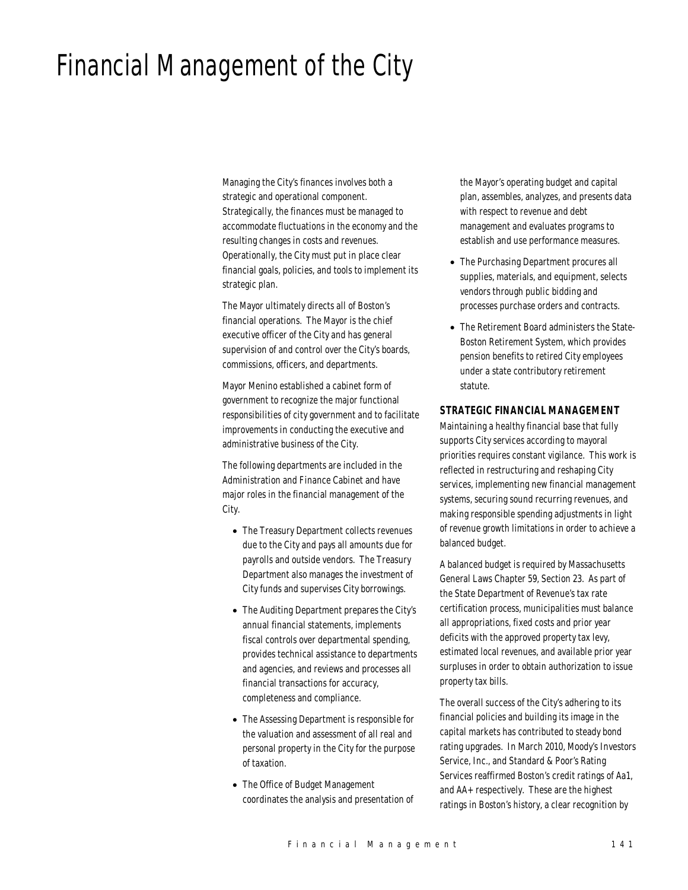# Financial Management of the City

Managing the City's finances involves both a strategic and operational component. Strategically, the finances must be managed to accommodate fluctuations in the economy and the resulting changes in costs and revenues. Operationally, the City must put in place clear financial goals, policies, and tools to implement its strategic plan.

The Mayor ultimately directs all of Boston's financial operations. The Mayor is the chief executive officer of the City and has general supervision of and control over the City's boards, commissions, officers, and departments.

Mayor Menino established a cabinet form of government to recognize the major functional responsibilities of city government and to facilitate improvements in conducting the executive and administrative business of the City.

The following departments are included in the Administration and Finance Cabinet and have major roles in the financial management of the City.

- The Treasury Department collects revenues due to the City and pays all amounts due for payrolls and outside vendors. The Treasury Department also manages the investment of City funds and supervises City borrowings.
- The Auditing Department prepares the City's annual financial statements, implements fiscal controls over departmental spending, provides technical assistance to departments and agencies, and reviews and processes all financial transactions for accuracy, completeness and compliance.
- The Assessing Department is responsible for the valuation and assessment of all real and personal property in the City for the purpose of taxation.
- The Office of Budget Management coordinates the analysis and presentation of the Mayor's operating budget and capital plan, assembles, analyzes, and presents data with respect to revenue and debt management and evaluates programs to establish and use performance measures.
- The Purchasing Department procures all supplies, materials, and equipment, selects vendors through public bidding and processes purchase orders and contracts.
- The Retirement Board administers the State-Boston Retirement System, which provides pension benefits to retired City employees under a state contributory retirement statute.

## STRATEGIC FINANCIAL MANAGEMENT

Maintaining a healthy financial base that fully supports City services according to mayoral priorities requires constant vigilance. This work is reflected in restructuring and reshaping City services, implementing new financial management systems, securing sound recurring revenues, and making responsible spending adjustments in light of revenue growth limitations in order to achieve a balanced budget.

A balanced budget is required by Massachusetts General Laws Chapter 59, Section 23. As part of the State Department of Revenue's tax rate certification process, municipalities must balance all appropriations, fixed costs and prior year deficits with the approved property tax levy, estimated local revenues, and available prior year surpluses in order to obtain authorization to issue property tax bills.

The overall success of the City's adhering to its financial policies and building its image in the capital markets has contributed to steady bond rating upgrades. In March 2010, Moody's Investors Service, Inc., and Standard & Poor's Rating Services reaffirmed Boston's credit ratings of Aa1, and AA+ respectively. These are the highest ratings in Boston's history, a clear recognition by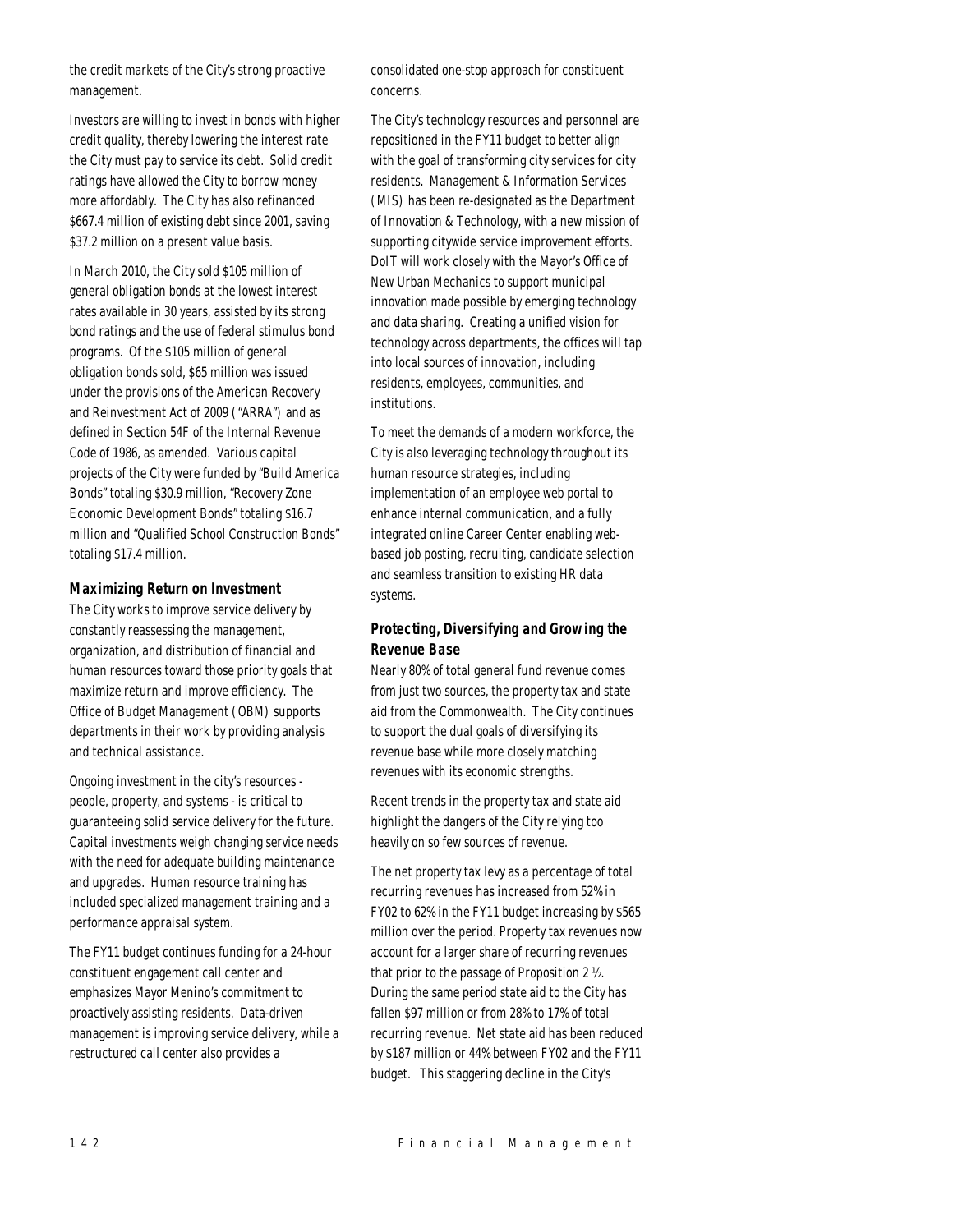the credit markets of the City's strong proactive management.

Investors are willing to invest in bonds with higher credit quality, thereby lowering the interest rate the City must pay to service its debt. Solid credit ratings have allowed the City to borrow money more affordably. The City has also refinanced $667.4 million of existing debt since 2001, saving $37.2 million on a present value basis.

In March 2010, the City sold $105 million of general obligation bonds at the lowest interest rates available in 30 years, assisted by its strong bond ratings and the use of federal stimulus bond programs. Of the $105 million of general obligation bonds sold, $65 million was issued under the provisions of the American Recovery and Reinvestment Act of 2009 ("ARRA") and as defined in Section 54F of the Internal Revenue Code of 1986, as amended. Various capital projects of the City were funded by "Build America Bonds" totaling $30.9 million, "Recovery Zone Economic Development Bonds" totaling $16.7 million and "Qualified School Construction Bonds" totaling $17.4 million.

### Maximizing Return on Investment

The City works to improve service delivery by constantly reassessing the management, organization, and distribution of financial and human resources toward those priority goals that maximize return and improve efficiency. The Office of Budget Management (OBM) supports departments in their work by providing analysis and technical assistance.

Ongoing investment in the city's resources - people, property, and systems - is critical to guaranteeing solid service delivery for the future. Capital investments weigh changing service needs with the need for adequate building maintenance and upgrades. Human resource training has included specialized management training and a performance appraisal system.

The FY11 budget continues funding for a 24-hour constituent engagement call center and emphasizes Mayor Menino's commitment to proactively assisting residents. Data-driven management is improving service delivery, while a restructured call center also provides a consolidated one-stop approach for constituent concerns.

The City's technology resources and personnel are repositioned in the FY11 budget to better align with the goal of transforming city services for city residents. Management & Information Services (MIS) has been re-designated as the Department of Innovation & Technology, with a new mission of supporting citywide service improvement efforts. DoIT will work closely with the Mayor's Office of New Urban Mechanics to support municipal innovation made possible by emerging technology and data sharing. Creating a unified vision for technology across departments, the offices will tap into local sources of innovation, including residents, employees, communities, and institutions.

To meet the demands of a modern workforce, the City is also leveraging technology throughout its human resource strategies, including implementation of an employee web portal to enhance internal communication, and a fully integrated online Career Center enabling web-based job posting, recruiting, candidate selection and seamless transition to existing HR data systems.

### Protecting, Diversifying and Growing the Revenue Base

Nearly 80% of total general fund revenue comes from just two sources, the property tax and state aid from the Commonwealth. The City continues to support the dual goals of diversifying its revenue base while more closely matching revenues with its economic strengths.

Recent trends in the property tax and state aid highlight the dangers of the City relying too heavily on so few sources of revenue.

The net property tax levy as a percentage of total recurring revenues has increased from 52% in FY02 to 62% in the FY11 budget increasing by $565 million over the period. Property tax revenues now account for a larger share of recurring revenues that prior to the passage of Proposition 2 ½. During the same period state aid to the City has fallen $97 million or from 28% to 17% of total recurring revenue. Net state aid has been reduced by $187 million or 44% between FY02 and the FY11 budget. This staggering decline in the City's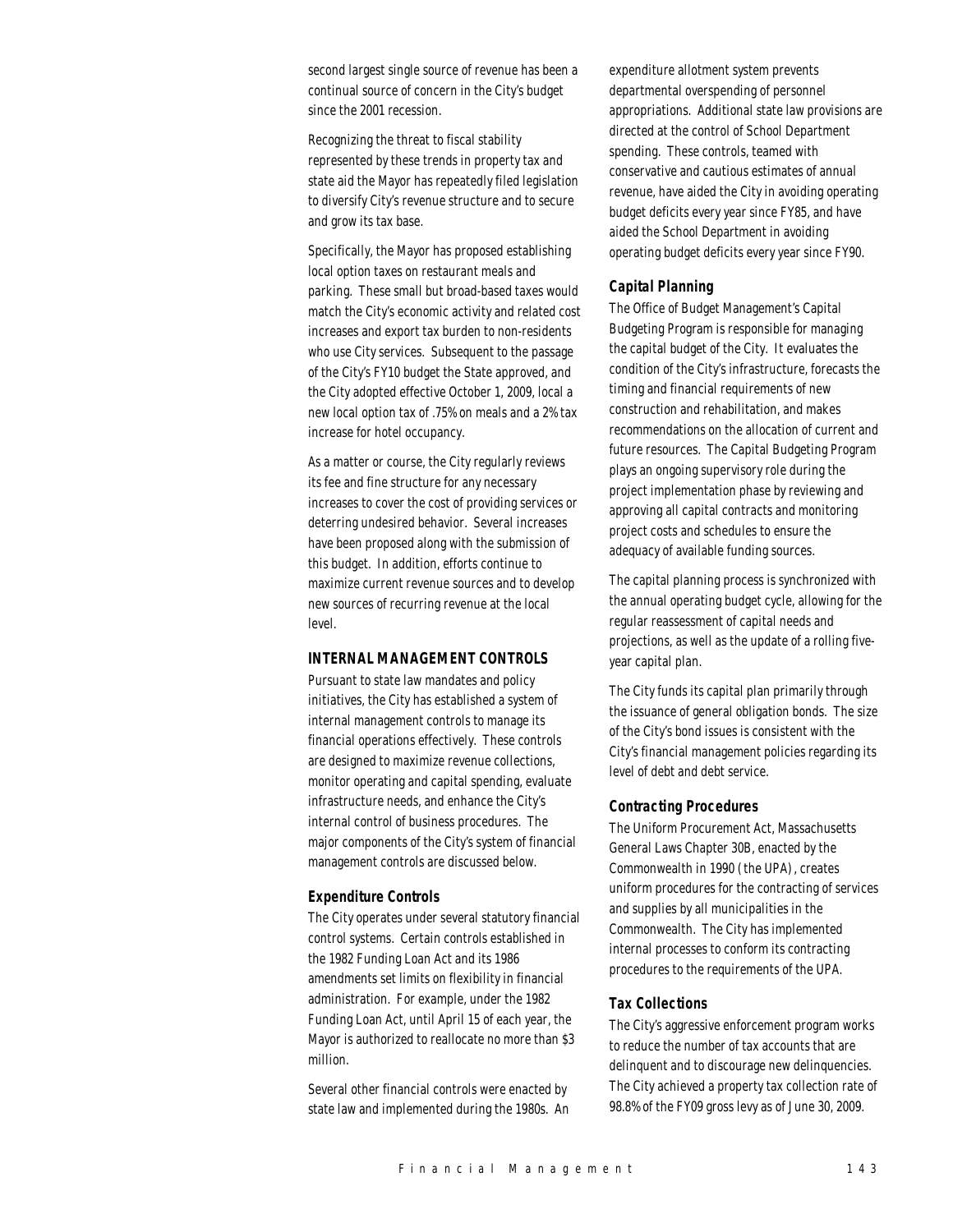second largest single source of revenue has been a continual source of concern in the City's budget since the 2001 recession.

Recognizing the threat to fiscal stability represented by these trends in property tax and state aid the Mayor has repeatedly filed legislation to diversify City's revenue structure and to secure and grow its tax base.

Specifically, the Mayor has proposed establishing local option taxes on restaurant meals and parking. These small but broad-based taxes would match the City's economic activity and related cost increases and export tax burden to non-residents who use City services. Subsequent to the passage of the City's FY10 budget the State approved, and the City adopted effective October 1, 2009, local a new local option tax of .75% on meals and a 2% tax increase for hotel occupancy.

As a matter or course, the City regularly reviews its fee and fine structure for any necessary increases to cover the cost of providing services or deterring undesired behavior. Several increases have been proposed along with the submission of this budget. In addition, efforts continue to maximize current revenue sources and to develop new sources of recurring revenue at the local level.

## INTERNAL MANAGEMENT CONTROLS

Pursuant to state law mandates and policy initiatives, the City has established a system of internal management controls to manage its financial operations effectively. These controls are designed to maximize revenue collections, monitor operating and capital spending, evaluate infrastructure needs, and enhance the City's internal control of business procedures. The major components of the City's system of financial management controls are discussed below.

### Expenditure Controls

The City operates under several statutory financial control systems. Certain controls established in the 1982 Funding Loan Act and its 1986 amendments set limits on flexibility in financial administration. For example, under the 1982 Funding Loan Act, until April 15 of each year, the Mayor is authorized to reallocate no more than $3 million.

Several other financial controls were enacted by state law and implemented during the 1980s. An expenditure allotment system prevents departmental overspending of personnel appropriations. Additional state law provisions are directed at the control of School Department spending. These controls, teamed with conservative and cautious estimates of annual revenue, have aided the City in avoiding operating budget deficits every year since FY85, and have aided the School Department in avoiding operating budget deficits every year since FY90.

### Capital Planning

The Office of Budget Management's Capital Budgeting Program is responsible for managing the capital budget of the City. It evaluates the condition of the City's infrastructure, forecasts the timing and financial requirements of new construction and rehabilitation, and makes recommendations on the allocation of current and future resources. The Capital Budgeting Program plays an ongoing supervisory role during the project implementation phase by reviewing and approving all capital contracts and monitoring project costs and schedules to ensure the adequacy of available funding sources.

The capital planning process is synchronized with the annual operating budget cycle, allowing for the regular reassessment of capital needs and projections, as well as the update of a rolling five-year capital plan.

The City funds its capital plan primarily through the issuance of general obligation bonds. The size of the City's bond issues is consistent with the City's financial management policies regarding its level of debt and debt service.

### Contracting Procedures

The Uniform Procurement Act, Massachusetts General Laws Chapter 30B, enacted by the Commonwealth in 1990 (the UPA), creates uniform procedures for the contracting of services and supplies by all municipalities in the Commonwealth. The City has implemented internal processes to conform its contracting procedures to the requirements of the UPA.

### Tax Collections

The City's aggressive enforcement program works to reduce the number of tax accounts that are delinquent and to discourage new delinquencies. The City achieved a property tax collection rate of 98.8% of the FY09 gross levy as of June 30, 2009.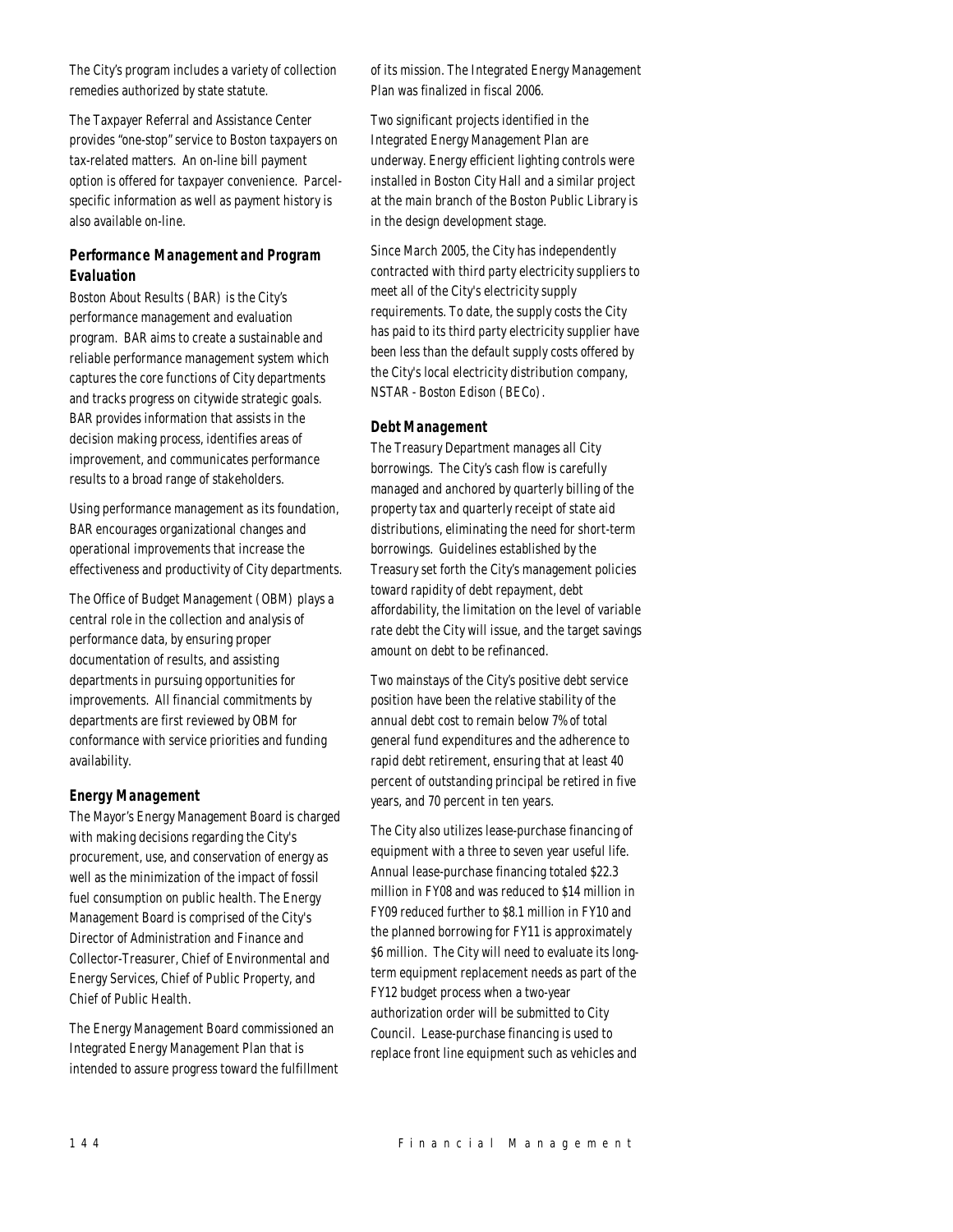The City's program includes a variety of collection remedies authorized by state statute.

The Taxpayer Referral and Assistance Center provides "one-stop" service to Boston taxpayers on tax-related matters. An on-line bill payment option is offered for taxpayer convenience. Parcel-specific information as well as payment history is also available on-line.

### *Performance Management and Program Evaluation*

Boston About Results (BAR) is the City's performance management and evaluation program. BAR aims to create a sustainable and reliable performance management system which captures the core functions of City departments and tracks progress on citywide strategic goals. BAR provides information that assists in the decision making process, identifies areas of improvement, and communicates performance results to a broad range of stakeholders.

Using performance management as its foundation, BAR encourages organizational changes and operational improvements that increase the effectiveness and productivity of City departments.

The Office of Budget Management (OBM) plays a central role in the collection and analysis of performance data, by ensuring proper documentation of results, and assisting departments in pursuing opportunities for improvements. All financial commitments by departments are first reviewed by OBM for conformance with service priorities and funding availability.

### *Energy Management*

The Mayor's Energy Management Board is charged with making decisions regarding the City's procurement, use, and conservation of energy as well as the minimization of the impact of fossil fuel consumption on public health. The Energy Management Board is comprised of the City's Director of Administration and Finance and Collector-Treasurer, Chief of Environmental and Energy Services, Chief of Public Property, and Chief of Public Health.

The Energy Management Board commissioned an Integrated Energy Management Plan that is intended to assure progress toward the fulfillment of its mission. The Integrated Energy Management Plan was finalized in fiscal 2006.

Two significant projects identified in the Integrated Energy Management Plan are underway. Energy efficient lighting controls were installed in Boston City Hall and a similar project at the main branch of the Boston Public Library is in the design development stage.

Since March 2005, the City has independently contracted with third party electricity suppliers to meet all of the City's electricity supply requirements. To date, the supply costs the City has paid to its third party electricity supplier have been less than the default supply costs offered by the City's local electricity distribution company, NSTAR - Boston Edison (BECo).

### *Debt Management*

The Treasury Department manages all City borrowings. The City's cash flow is carefully managed and anchored by quarterly billing of the property tax and quarterly receipt of state aid distributions, eliminating the need for short-term borrowings. Guidelines established by the Treasury set forth the City's management policies toward rapidity of debt repayment, debt affordability, the limitation on the level of variable rate debt the City will issue, and the target savings amount on debt to be refinanced.

Two mainstays of the City's positive debt service position have been the relative stability of the annual debt cost to remain below 7% of total general fund expenditures and the adherence to rapid debt retirement, ensuring that at least 40 percent of outstanding principal be retired in five years, and 70 percent in ten years.

The City also utilizes lease-purchase financing of equipment with a three to seven year useful life. Annual lease-purchase financing totaled $22.3 million in FY08 and was reduced to $14 million in FY09 reduced further to $8.1 million in FY10 and the planned borrowing for FY11 is approximately $6 million. The City will need to evaluate its long-term equipment replacement needs as part of the FY12 budget process when a two-year authorization order will be submitted to City Council. Lease-purchase financing is used to replace front line equipment such as vehicles and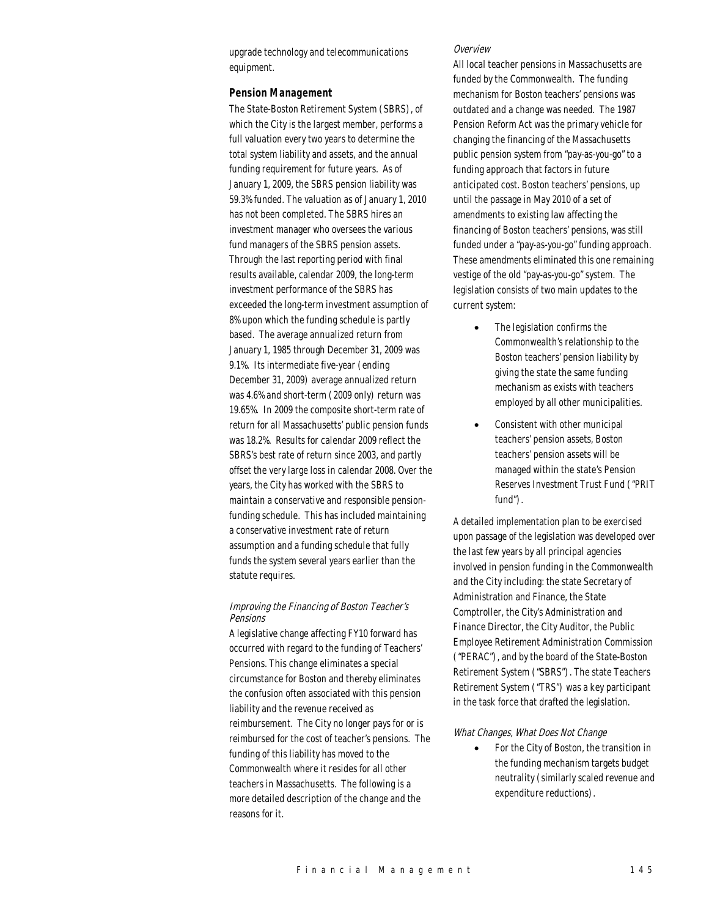upgrade technology and telecommunications equipment.

### Pension Management

The State-Boston Retirement System (SBRS), of which the City is the largest member, performs a full valuation every two years to determine the total system liability and assets, and the annual funding requirement for future years. As of January 1, 2009, the SBRS pension liability was 59.3% funded. The valuation as of January 1, 2010 has not been completed. The SBRS hires an investment manager who oversees the various fund managers of the SBRS pension assets. Through the last reporting period with final results available, calendar 2009, the long-term investment performance of the SBRS has exceeded the long-term investment assumption of 8% upon which the funding schedule is partly based. The average annualized return from January 1, 1985 through December 31, 2009 was 9.1%. Its intermediate five-year (ending December 31, 2009) average annualized return was 4.6% and short-term (2009 only) return was 19.65%. In 2009 the composite short-term rate of return for all Massachusetts' public pension funds was 18.2%. Results for calendar 2009 reflect the SBRS's best rate of return since 2003, and partly offset the very large loss in calendar 2008. Over the years, the City has worked with the SBRS to maintain a conservative and responsible pension-funding schedule. This has included maintaining a conservative investment rate of return assumption and a funding schedule that fully funds the system several years earlier than the statute requires.

#### *Improving the Financing of Boston Teacher's Pensions*

A legislative change affecting FY10 forward has occurred with regard to the funding of Teachers' Pensions. This change eliminates a special circumstance for Boston and thereby eliminates the confusion often associated with this pension liability and the revenue received as reimbursement. The City no longer pays for or is reimbursed for the cost of teacher's pensions. The funding of this liability has moved to the Commonwealth where it resides for all other teachers in Massachusetts. The following is a more detailed description of the change and the reasons for it.

#### *Overview*

All local teacher pensions in Massachusetts are funded by the Commonwealth. The funding mechanism for Boston teachers' pensions was outdated and a change was needed. The 1987 Pension Reform Act was the primary vehicle for changing the financing of the Massachusetts public pension system from "pay-as-you-go" to a funding approach that factors in future anticipated cost. Boston teachers' pensions, up until the passage in May 2010 of a set of amendments to existing law affecting the financing of Boston teachers' pensions, was still funded under a "pay-as-you-go" funding approach. These amendments eliminated this one remaining vestige of the old "pay-as-you-go" system. The legislation consists of two main updates to the current system:

- The legislation confirms the Commonwealth's relationship to the Boston teachers' pension liability by giving the state the same funding mechanism as exists with teachers employed by all other municipalities.
- Consistent with other municipal teachers' pension assets, Boston teachers' pension assets will be managed within the state's Pension Reserves Investment Trust Fund ("PRIT fund").

A detailed implementation plan to be exercised upon passage of the legislation was developed over the last few years by all principal agencies involved in pension funding in the Commonwealth and the City including: the state Secretary of Administration and Finance, the State Comptroller, the City's Administration and Finance Director, the City Auditor, the Public Employee Retirement Administration Commission ("PERAC"), and by the board of the State-Boston Retirement System ("SBRS"). The state Teachers Retirement System ("TRS") was a key participant in the task force that drafted the legislation.

#### *What Changes, What Does Not Change*

- For the City of Boston, the transition in the funding mechanism targets budget neutrality (similarly scaled revenue and expenditure reductions).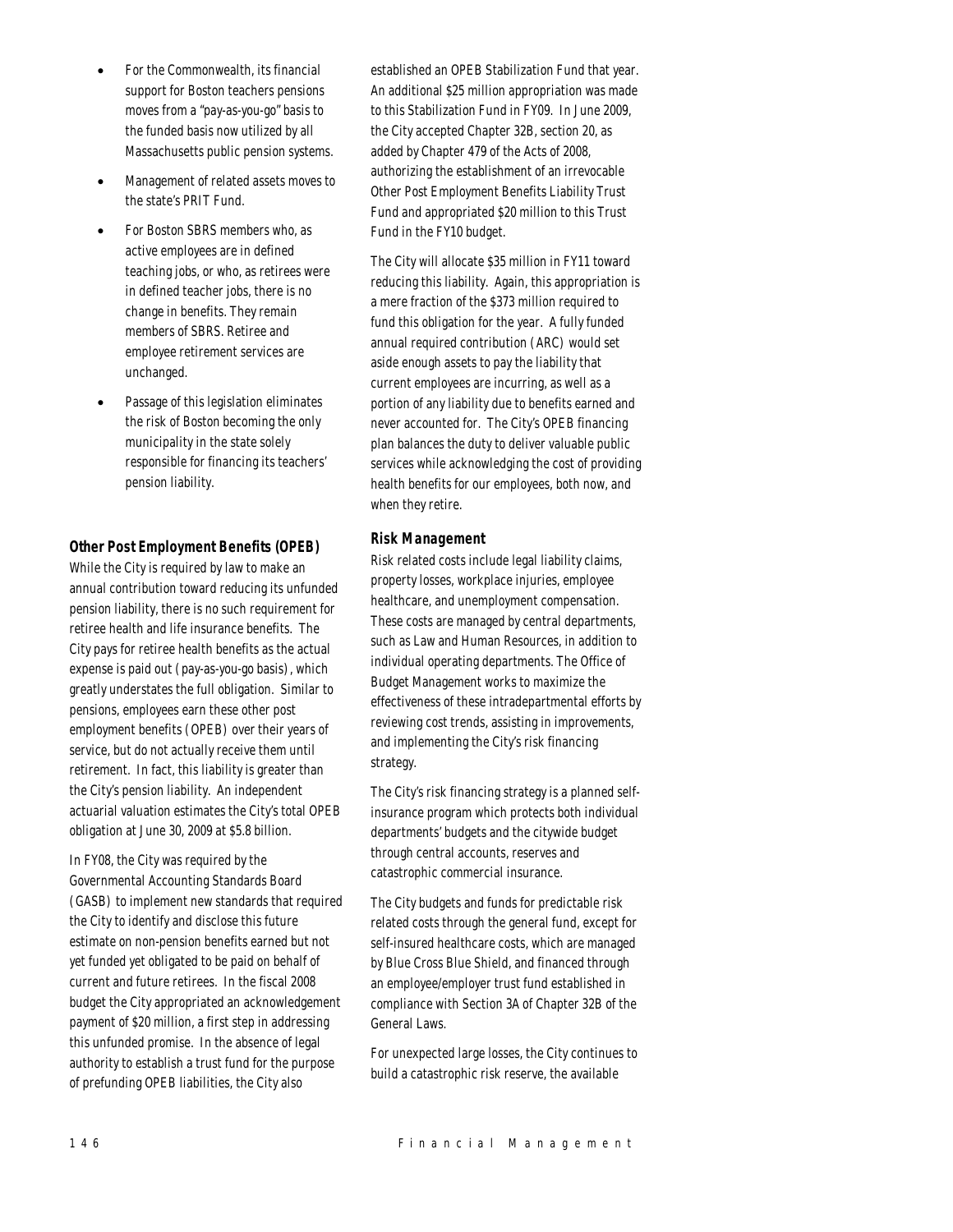- For the Commonwealth, its financial support for Boston teachers pensions moves from a "pay-as-you-go" basis to the funded basis now utilized by all Massachusetts public pension systems.
- Management of related assets moves to the state's PRIT Fund.
- For Boston SBRS members who, as active employees are in defined teaching jobs, or who, as retirees were in defined teacher jobs, there is no change in benefits. They remain members of SBRS. Retiree and employee retirement services are unchanged.
- Passage of this legislation eliminates the risk of Boston becoming the only municipality in the state solely responsible for financing its teachers' pension liability.

### Other Post Employment Benefits (OPEB)

While the City is required by law to make an annual contribution toward reducing its unfunded pension liability, there is no such requirement for retiree health and life insurance benefits. The City pays for retiree health benefits as the actual expense is paid out (pay-as-you-go basis), which greatly understates the full obligation. Similar to pensions, employees earn these other post employment benefits (OPEB) over their years of service, but do not actually receive them until retirement. In fact, this liability is greater than the City's pension liability. An independent actuarial valuation estimates the City's total OPEB obligation at June 30, 2009 at $5.8 billion.

In FY08, the City was required by the Governmental Accounting Standards Board (GASB) to implement new standards that required the City to identify and disclose this future estimate on non-pension benefits earned but not yet funded yet obligated to be paid on behalf of current and future retirees. In the fiscal 2008 budget the City appropriated an acknowledgement payment of $20 million, a first step in addressing this unfunded promise. In the absence of legal authority to establish a trust fund for the purpose of prefunding OPEB liabilities, the City also established an OPEB Stabilization Fund that year. An additional $25 million appropriation was made to this Stabilization Fund in FY09. In June 2009, the City accepted Chapter 32B, section 20, as added by Chapter 479 of the Acts of 2008, authorizing the establishment of an irrevocable Other Post Employment Benefits Liability Trust Fund and appropriated $20 million to this Trust Fund in the FY10 budget.

The City will allocate $35 million in FY11 toward reducing this liability. Again, this appropriation is a mere fraction of the $373 million required to fund this obligation for the year. A fully funded annual required contribution (ARC) would set aside enough assets to pay the liability that current employees are incurring, as well as a portion of any liability due to benefits earned and never accounted for. The City's OPEB financing plan balances the duty to deliver valuable public services while acknowledging the cost of providing health benefits for our employees, both now, and when they retire.

### Risk Management

Risk related costs include legal liability claims, property losses, workplace injuries, employee healthcare, and unemployment compensation. These costs are managed by central departments, such as Law and Human Resources, in addition to individual operating departments. The Office of Budget Management works to maximize the effectiveness of these intradepartmental efforts by reviewing cost trends, assisting in improvements, and implementing the City's risk financing strategy.

The City's risk financing strategy is a planned self-insurance program which protects both individual departments' budgets and the citywide budget through central accounts, reserves and catastrophic commercial insurance.

The City budgets and funds for predictable risk related costs through the general fund, except for self-insured healthcare costs, which are managed by Blue Cross Blue Shield, and financed through an employee/employer trust fund established in compliance with Section 3A of Chapter 32B of the General Laws.

For unexpected large losses, the City continues to build a catastrophic risk reserve, the available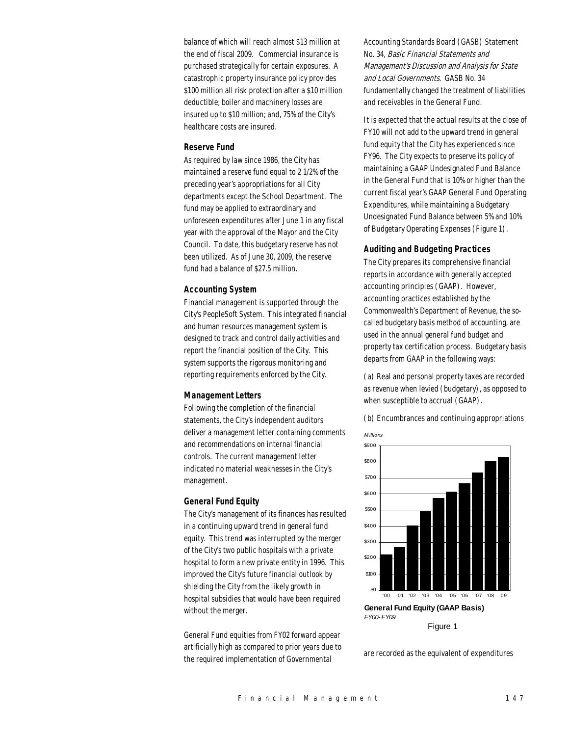balance of which will reach almost $13 million at the end of fiscal 2009. Commercial insurance is purchased strategically for certain exposures. A catastrophic property insurance policy provides $100 million all risk protection after a $10 million deductible; boiler and machinery losses are insured up to $10 million; and, 75% of the City's healthcare costs are insured.

### Reserve Fund

As required by law since 1986, the City has maintained a reserve fund equal to 2 1/2% of the preceding year's appropriations for all City departments except the School Department. The fund may be applied to extraordinary and unforeseen expenditures after June 1 in any fiscal year with the approval of the Mayor and the City Council. To date, this budgetary reserve has not been utilized. As of June 30, 2009, the reserve fund had a balance of $27.5 million.

### Accounting System

Financial management is supported through the City's PeopleSoft System. This integrated financial and human resources management system is designed to track and control daily activities and report the financial position of the City. This system supports the rigorous monitoring and reporting requirements enforced by the City.

### Management Letters

Following the completion of the financial statements, the City's independent auditors deliver a management letter containing comments and recommendations on internal financial controls. The current management letter indicated no material weaknesses in the City's management.

### General Fund Equity

The City's management of its finances has resulted in a continuing upward trend in general fund equity. This trend was interrupted by the merger of the City's two public hospitals with a private hospital to form a new private entity in 1996. This improved the City's future financial outlook by shielding the City from the likely growth in hospital subsidies that would have been required without the merger.

General Fund equities from FY02 forward appear artificially high as compared to prior years due to the required implementation of Governmental Accounting Standards Board (GASB) Statement No. 34, *Basic Financial Statements and Management's Discussion and Analysis for State and Local Governments*. GASB No. 34 fundamentally changed the treatment of liabilities and receivables in the General Fund.

It is expected that the actual results at the close of FY10 will not add to the upward trend in general fund equity that the City has experienced since FY96. The City expects to preserve its policy of maintaining a GAAP Undesignated Fund Balance in the General Fund that is 10% or higher than the current fiscal year's GAAP General Fund Operating Expenditures, while maintaining a Budgetary Undesignated Fund Balance between 5% and 10% of Budgetary Operating Expenses (Figure 1).

### Auditing and Budgeting Practices

The City prepares its comprehensive financial reports in accordance with generally accepted accounting principles (GAAP). However, accounting practices established by the Commonwealth's Department of Revenue, the so-called budgetary basis method of accounting, are used in the annual general fund budget and property tax certification process. Budgetary basis departs from GAAP in the following ways:

(a) Real and personal property taxes are recorded as revenue when levied (budgetary), as opposed to when susceptible to accrual (GAAP).

(b) Encumbrances and continuing appropriations are recorded as the equivalent of expenditures

*Millions*

| Fiscal Year | General Fund Equity (approx., $ Millions) |
|---|---|
| '00 | 220 |
| '01 | 265 |
| '02 | 400 |
| '03 | 490 |
| '04 | 570 |
| '05 | 610 |
| '06 | 665 |
| '07 | 730 |
| '08 | 800 |
| 09 | 830 |

**General Fund Equity (GAAP Basis)**
*FY00-FY09*

Figure 1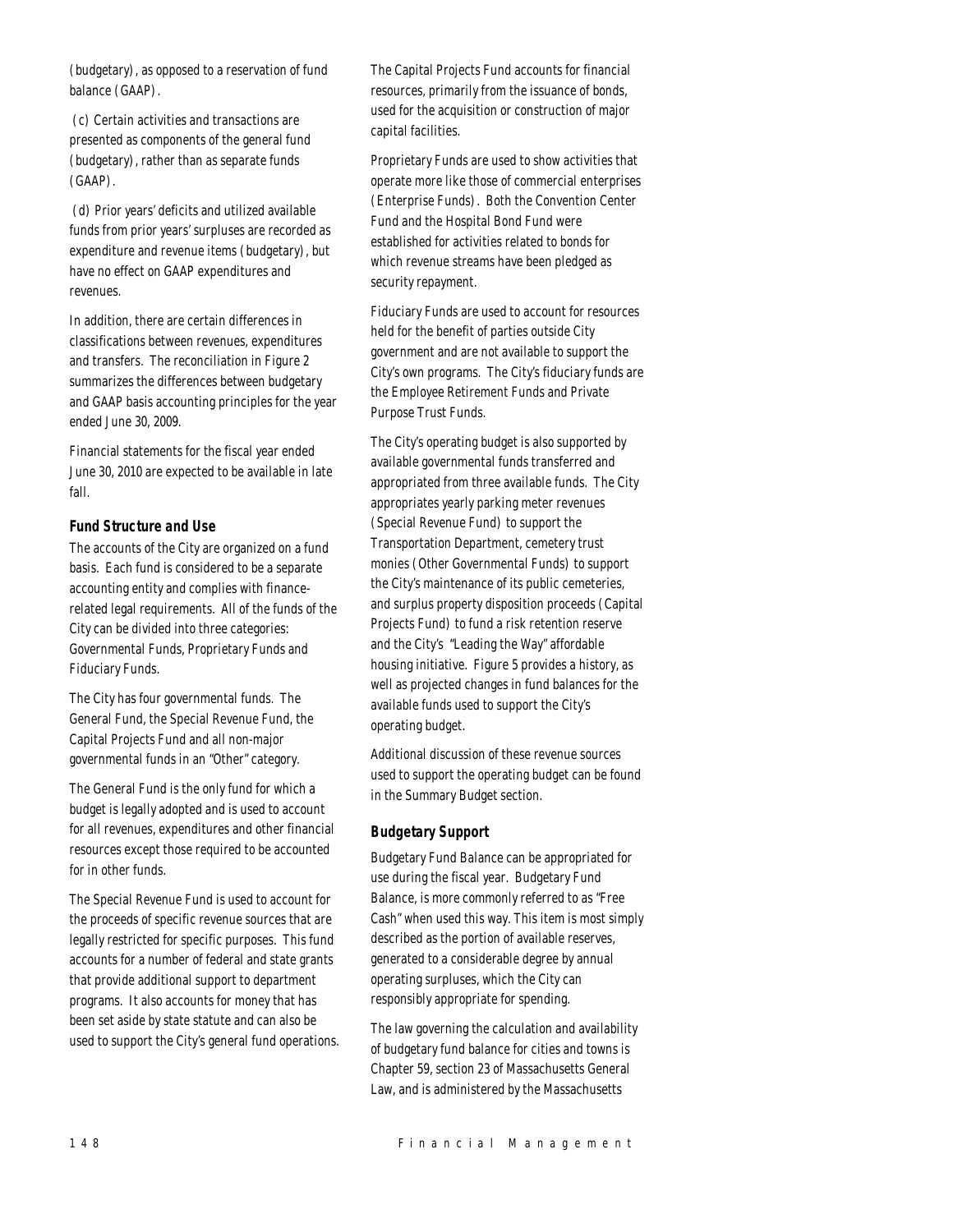(budgetary), as opposed to a reservation of fund balance (GAAP).

(c) Certain activities and transactions are presented as components of the general fund (budgetary), rather than as separate funds (GAAP).

(d) Prior years' deficits and utilized available funds from prior years' surpluses are recorded as expenditure and revenue items (budgetary), but have no effect on GAAP expenditures and revenues.

In addition, there are certain differences in classifications between revenues, expenditures and transfers. The reconciliation in Figure 2 summarizes the differences between budgetary and GAAP basis accounting principles for the year ended June 30, 2009.

Financial statements for the fiscal year ended June 30, 2010 are expected to be available in late fall.

### Fund Structure and Use

The accounts of the City are organized on a fund basis. Each fund is considered to be a separate accounting entity and complies with finance-related legal requirements. All of the funds of the City can be divided into three categories: Governmental Funds, Proprietary Funds and Fiduciary Funds.

The City has four governmental funds. The General Fund, the Special Revenue Fund, the Capital Projects Fund and all non-major governmental funds in an "Other" category.

The General Fund is the only fund for which a budget is legally adopted and is used to account for all revenues, expenditures and other financial resources except those required to be accounted for in other funds.

The Special Revenue Fund is used to account for the proceeds of specific revenue sources that are legally restricted for specific purposes. This fund accounts for a number of federal and state grants that provide additional support to department programs. It also accounts for money that has been set aside by state statute and can also be used to support the City's general fund operations.

The Capital Projects Fund accounts for financial resources, primarily from the issuance of bonds, used for the acquisition or construction of major capital facilities.

Proprietary Funds are used to show activities that operate more like those of commercial enterprises (Enterprise Funds). Both the Convention Center Fund and the Hospital Bond Fund were established for activities related to bonds for which revenue streams have been pledged as security repayment.

Fiduciary Funds are used to account for resources held for the benefit of parties outside City government and are not available to support the City's own programs. The City's fiduciary funds are the Employee Retirement Funds and Private Purpose Trust Funds.

The City's operating budget is also supported by available governmental funds transferred and appropriated from three available funds. The City appropriates yearly parking meter revenues (Special Revenue Fund) to support the Transportation Department, cemetery trust monies (Other Governmental Funds) to support the City's maintenance of its public cemeteries, and surplus property disposition proceeds (Capital Projects Fund) to fund a risk retention reserve and the City's "Leading the Way" affordable housing initiative. Figure 5 provides a history, as well as projected changes in fund balances for the available funds used to support the City's operating budget.

Additional discussion of these revenue sources used to support the operating budget can be found in the Summary Budget section.

### Budgetary Support

Budgetary Fund Balance can be appropriated for use during the fiscal year. Budgetary Fund Balance, is more commonly referred to as "Free Cash" when used this way. This item is most simply described as the portion of available reserves, generated to a considerable degree by annual operating surpluses, which the City can responsibly appropriate for spending.

The law governing the calculation and availability of budgetary fund balance for cities and towns is Chapter 59, section 23 of Massachusetts General Law, and is administered by the Massachusetts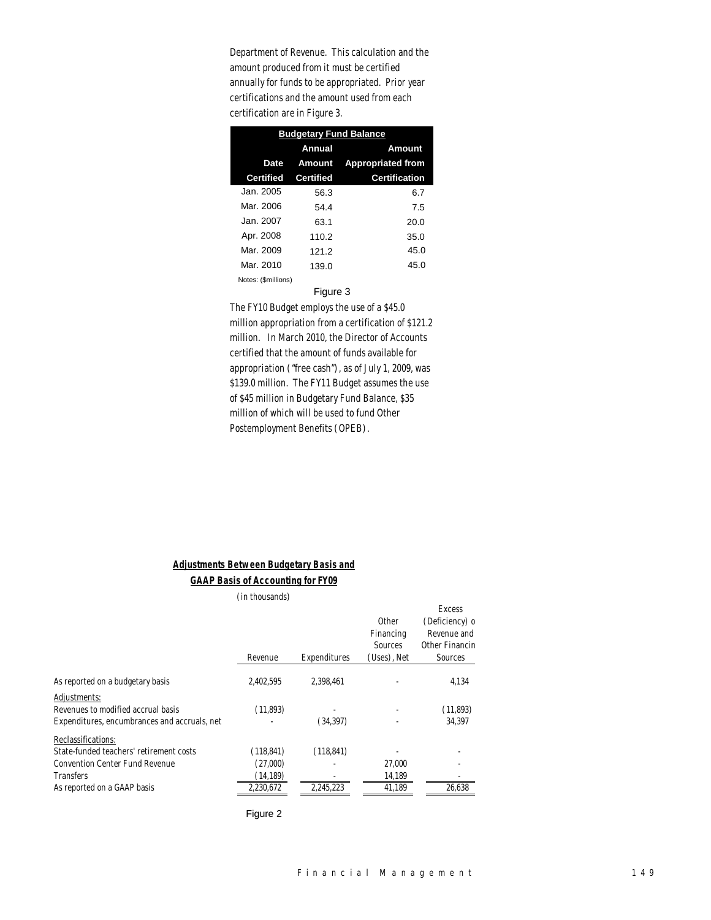Department of Revenue. This calculation and the amount produced from it must be certified annually for funds to be appropriated. Prior year certifications and the amount used from each certification are in Figure 3.

| **Budgetary Fund Balance** | | |
|---|---|---|
| **Date Certified** | **Annual Amount Certified** | **Amount Appropriated from Certification** |
| Jan. 2005 | 56.3 | 6.7 |
| Mar. 2006 | 54.4 | 7.5 |
| Jan. 2007 | 63.1 | 20.0 |
| Apr. 2008 | 110.2 | 35.0 |
| Mar. 2009 | 121.2 | 45.0 |
| Mar. 2010 | 139.0 | 45.0 |

Notes: ($millions)

Figure 3

The FY10 Budget employs the use of a $45.0 million appropriation from a certification of $121.2 million. In March 2010, the Director of Accounts certified that the amount of funds available for appropriation ("free cash"), as of July 1, 2009, was $139.0 million. The FY11 Budget assumes the use of $45 million in Budgetary Fund Balance, $35 million of which will be used to fund Other Postemployment Benefits (OPEB).

**Adjustments Between Budgetary Basis and GAAP Basis of Accounting for FY09**

(in thousands)

| | Revenue | Expenditures | Other Financing Sources (Uses), Net | Excess (Deficiency) o Revenue and Other Financin Sources |
|---|---|---|---|---|
| As reported on a budgetary basis | 2,402,595 | 2,398,461 | - | 4,134 |
| Adjustments: | | | | |
| Revenues to modified accrual basis | (11,893) | - | - | (11,893) |
| Expenditures, encumbrances and accruals, net | - | (34,397) | - | 34,397 |
| Reclassifications: | | | | |
| State-funded teachers' retirement costs | (118,841) | (118,841) | - | - |
| Convention Center Fund Revenue | (27,000) | - | 27,000 | - |
| Transfers | (14,189) | - | 14,189 | - |
| As reported on a GAAP basis | 2,230,672 | 2,245,223 | 41,189 | 26,638 |

Figure 2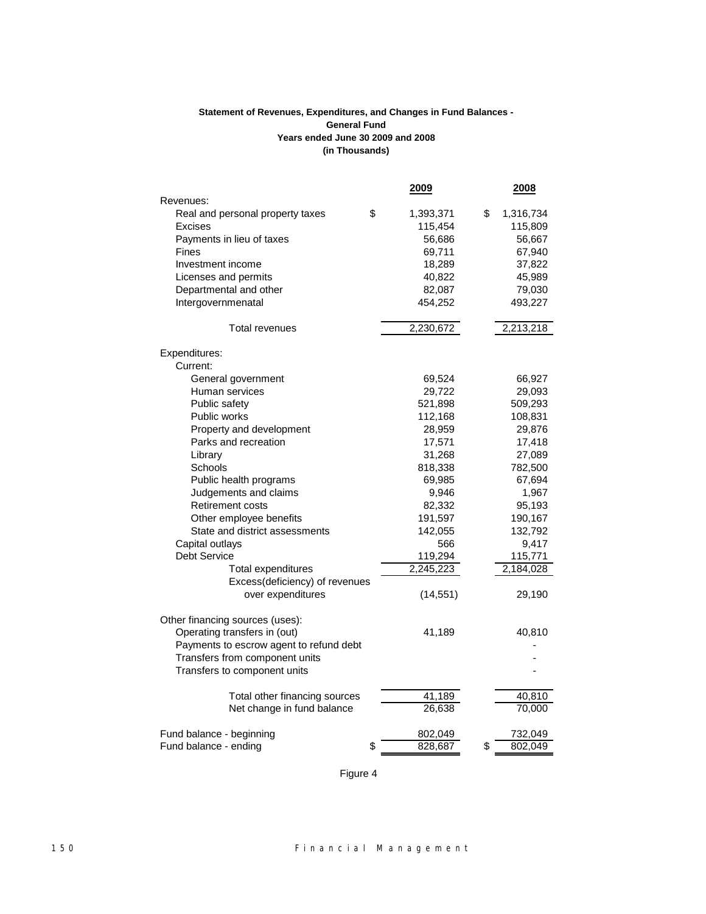**Statement of Revenues, Expenditures, and Changes in Fund Balances -**
**General Fund**
**Years ended June 30 2009 and 2008**
**(in Thousands)**

| | 2009 | 2008 |
|---|---|---|
| Revenues: | | |
| Real and personal property taxes | $ 1,393,371 | $ 1,316,734 |
| Excises | 115,454 | 115,809 |
| Payments in lieu of taxes | 56,686 | 56,667 |
| Fines | 69,711 | 67,940 |
| Investment income | 18,289 | 37,822 |
| Licenses and permits | 40,822 | 45,989 |
| Departmental and other | 82,087 | 79,030 |
| Intergovernmenatal | 454,252 | 493,227 |
| Total revenues | 2,230,672 | 2,213,218 |
| Expenditures: | | |
| Current: | | |
| General government | 69,524 | 66,927 |
| Human services | 29,722 | 29,093 |
| Public safety | 521,898 | 509,293 |
| Public works | 112,168 | 108,831 |
| Property and development | 28,959 | 29,876 |
| Parks and recreation | 17,571 | 17,418 |
| Library | 31,268 | 27,089 |
| Schools | 818,338 | 782,500 |
| Public health programs | 69,985 | 67,694 |
| Judgements and claims | 9,946 | 1,967 |
| Retirement costs | 82,332 | 95,193 |
| Other employee benefits | 191,597 | 190,167 |
| State and district assessments | 142,055 | 132,792 |
| Capital outlays | 566 | 9,417 |
| Debt Service | 119,294 | 115,771 |
| Total expenditures | 2,245,223 | 2,184,028 |
| Excess(deficiency) of revenues over expenditures | (14,551) | 29,190 |
| Other financing sources (uses): | | |
| Operating transfers in (out) | 41,189 | 40,810 |
| Payments to escrow agent to refund debt | | - |
| Transfers from component units | | - |
| Transfers to component units | | - |
| Total other financing sources | 41,189 | 40,810 |
| Net change in fund balance | 26,638 | 70,000 |
| Fund balance - beginning | 802,049 | 732,049 |
| Fund balance - ending | $ 828,687 | $ 802,049 |

Figure 4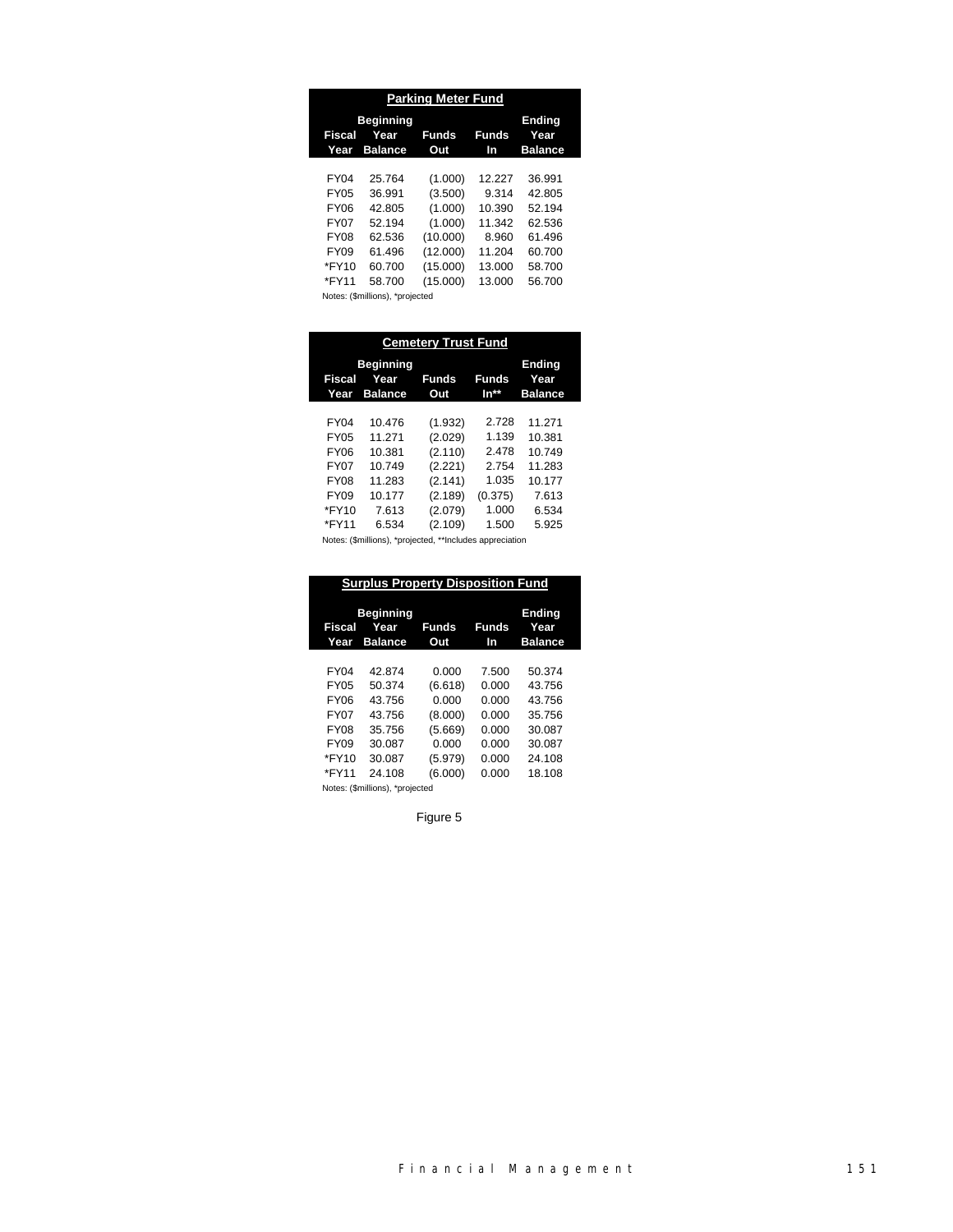**Parking Meter Fund**

| Fiscal Year | Beginning Year Balance | Funds Out | Funds In | Ending Year Balance |
|---|---|---|---|---|
| FY04 | 25.764 | (1.000) | 12.227 | 36.991 |
| FY05 | 36.991 | (3.500) | 9.314 | 42.805 |
| FY06 | 42.805 | (1.000) | 10.390 | 52.194 |
| FY07 | 52.194 | (1.000) | 11.342 | 62.536 |
| FY08 | 62.536 | (10.000) | 8.960 | 61.496 |
| FY09 | 61.496 | (12.000) | 11.204 | 60.700 |
| *FY10 | 60.700 | (15.000) | 13.000 | 58.700 |
| *FY11 | 58.700 | (15.000) | 13.000 | 56.700 |

Notes: ($millions), *projected

**Cemetery Trust Fund**

| Fiscal Year | Beginning Year Balance | Funds Out | Funds In** | Ending Year Balance |
|---|---|---|---|---|
| FY04 | 10.476 | (1.932) | 2.728 | 11.271 |
| FY05 | 11.271 | (2.029) | 1.139 | 10.381 |
| FY06 | 10.381 | (2.110) | 2.478 | 10.749 |
| FY07 | 10.749 | (2.221) | 2.754 | 11.283 |
| FY08 | 11.283 | (2.141) | 1.035 | 10.177 |
| FY09 | 10.177 | (2.189) | (0.375) | 7.613 |
| *FY10 | 7.613 | (2.079) | 1.000 | 6.534 |
| *FY11 | 6.534 | (2.109) | 1.500 | 5.925 |

Notes: ($millions), *projected, **Includes appreciation

**Surplus Property Disposition Fund**

| Fiscal Year | Beginning Year Balance | Funds Out | Funds In | Ending Year Balance |
|---|---|---|---|---|
| FY04 | 42.874 | 0.000 | 7.500 | 50.374 |
| FY05 | 50.374 | (6.618) | 0.000 | 43.756 |
| FY06 | 43.756 | 0.000 | 0.000 | 43.756 |
| FY07 | 43.756 | (8.000) | 0.000 | 35.756 |
| FY08 | 35.756 | (5.669) | 0.000 | 30.087 |
| FY09 | 30.087 | 0.000 | 0.000 | 30.087 |
| *FY10 | 30.087 | (5.979) | 0.000 | 24.108 |
| *FY11 | 24.108 | (6.000) | 0.000 | 18.108 |

Notes: ($millions), *projected

Figure 5